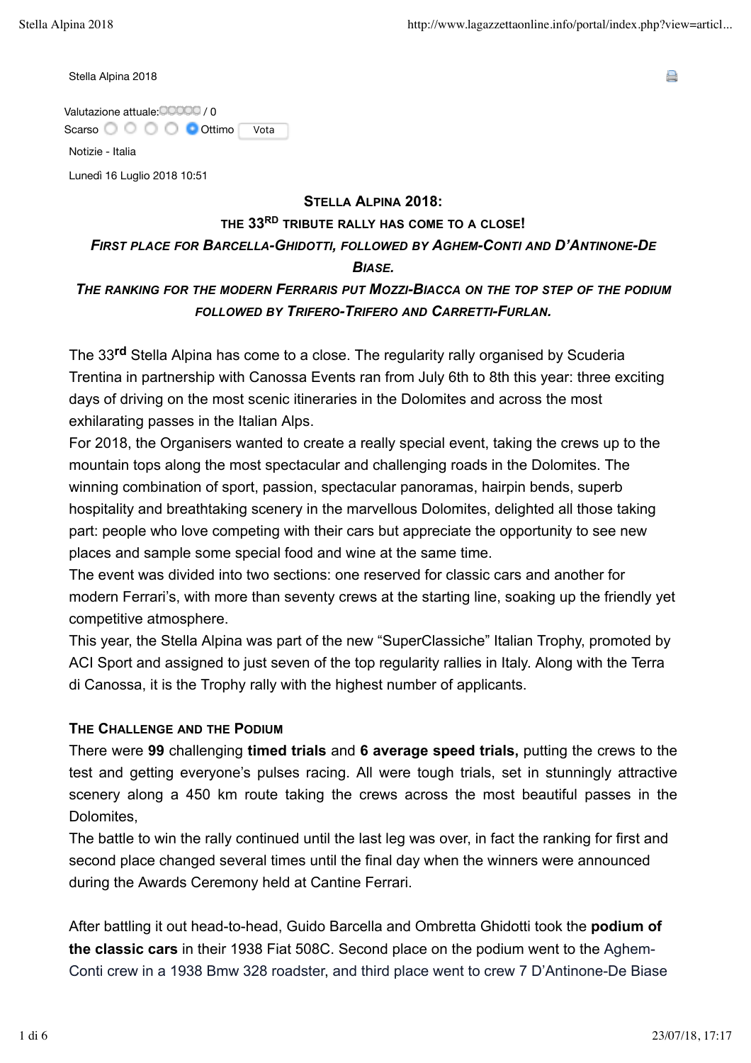Stella Alpina 2018

Valutazione attuale: / 0

Scarso ○ ○ ○ ○ ● Ottimo Vota

Notizie - Italia

Lunedì 16 Luglio 2018 10:51

## STELLA ALPINA 2018:
## THE 33RD TRIBUTE RALLY HAS COME TO A CLOSE!

***FIRST PLACE FOR BARCELLA-GHIDOTTI, FOLLOWED BY AGHEM-CONTI AND D'ANTINONE-DE BIASE.***

***THE RANKING FOR THE MODERN FERRARIS PUT MOZZI-BIACCA ON THE TOP STEP OF THE PODIUM FOLLOWED BY TRIFERO-TRIFERO AND CARRETTI-FURLAN.***

The 33rd Stella Alpina has come to a close. The regularity rally organised by Scuderia Trentina in partnership with Canossa Events ran from July 6th to 8th this year: three exciting days of driving on the most scenic itineraries in the Dolomites and across the most exhilarating passes in the Italian Alps.

For 2018, the Organisers wanted to create a really special event, taking the crews up to the mountain tops along the most spectacular and challenging roads in the Dolomites. The winning combination of sport, passion, spectacular panoramas, hairpin bends, superb hospitality and breathtaking scenery in the marvellous Dolomites, delighted all those taking part: people who love competing with their cars but appreciate the opportunity to see new places and sample some special food and wine at the same time.

The event was divided into two sections: one reserved for classic cars and another for modern Ferrari's, with more than seventy crews at the starting line, soaking up the friendly yet competitive atmosphere.

This year, the Stella Alpina was part of the new "SuperClassiche" Italian Trophy, promoted by ACI Sport and assigned to just seven of the top regularity rallies in Italy. Along with the Terra di Canossa, it is the Trophy rally with the highest number of applicants.

### THE CHALLENGE AND THE PODIUM

There were **99** challenging **timed trials** and **6 average speed trials,** putting the crews to the test and getting everyone's pulses racing. All were tough trials, set in stunningly attractive scenery along a 450 km route taking the crews across the most beautiful passes in the Dolomites,

The battle to win the rally continued until the last leg was over, in fact the ranking for first and second place changed several times until the final day when the winners were announced during the Awards Ceremony held at Cantine Ferrari.

After battling it out head-to-head, Guido Barcella and Ombretta Ghidotti took the **podium of the classic cars** in their 1938 Fiat 508C. Second place on the podium went to the Aghem-Conti crew in a 1938 Bmw 328 roadster, and third place went to crew 7 D'Antinone-De Biase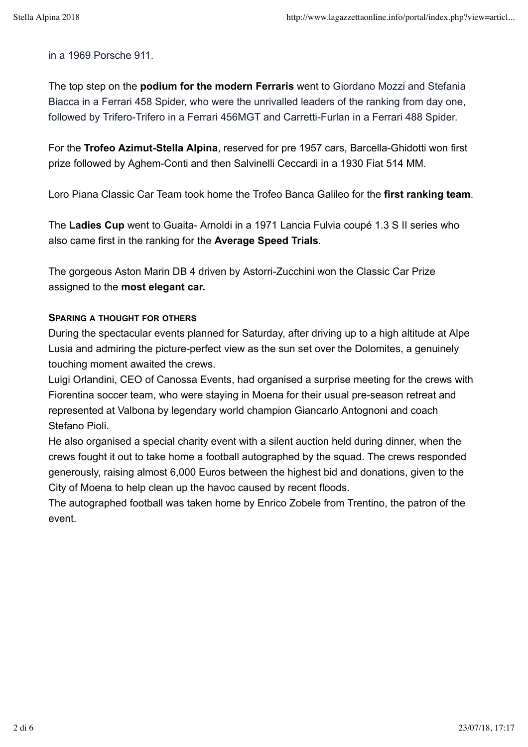in a 1969 Porsche 911.

The top step on the **podium for the modern Ferraris** went to Giordano Mozzi and Stefania Biacca in a Ferrari 458 Spider, who were the unrivalled leaders of the ranking from day one, followed by Trifero-Trifero in a Ferrari 456MGT and Carretti-Furlan in a Ferrari 488 Spider.

For the **Trofeo Azimut-Stella Alpina**, reserved for pre 1957 cars, Barcella-Ghidotti won first prize followed by Aghem-Conti and then Salvinelli Ceccardi in a 1930 Fiat 514 MM.

Loro Piana Classic Car Team took home the Trofeo Banca Galileo for the **first ranking team**.

The **Ladies Cup** went to Guaita- Arnoldi in a 1971 Lancia Fulvia coupé 1.3 S II series who also came first in the ranking for the **Average Speed Trials**.

The gorgeous Aston Marin DB 4 driven by Astorri-Zucchini won the Classic Car Prize assigned to the **most elegant car.**

**Sparing a thought for others**

During the spectacular events planned for Saturday, after driving up to a high altitude at Alpe Lusia and admiring the picture-perfect view as the sun set over the Dolomites, a genuinely touching moment awaited the crews.

Luigi Orlandini, CEO of Canossa Events, had organised a surprise meeting for the crews with Fiorentina soccer team, who were staying in Moena for their usual pre-season retreat and represented at Valbona by legendary world champion Giancarlo Antognoni and coach Stefano Pioli.

He also organised a special charity event with a silent auction held during dinner, when the crews fought it out to take home a football autographed by the squad. The crews responded generously, raising almost 6,000 Euros between the highest bid and donations, given to the City of Moena to help clean up the havoc caused by recent floods.

The autographed football was taken home by Enrico Zobele from Trentino, the patron of the event.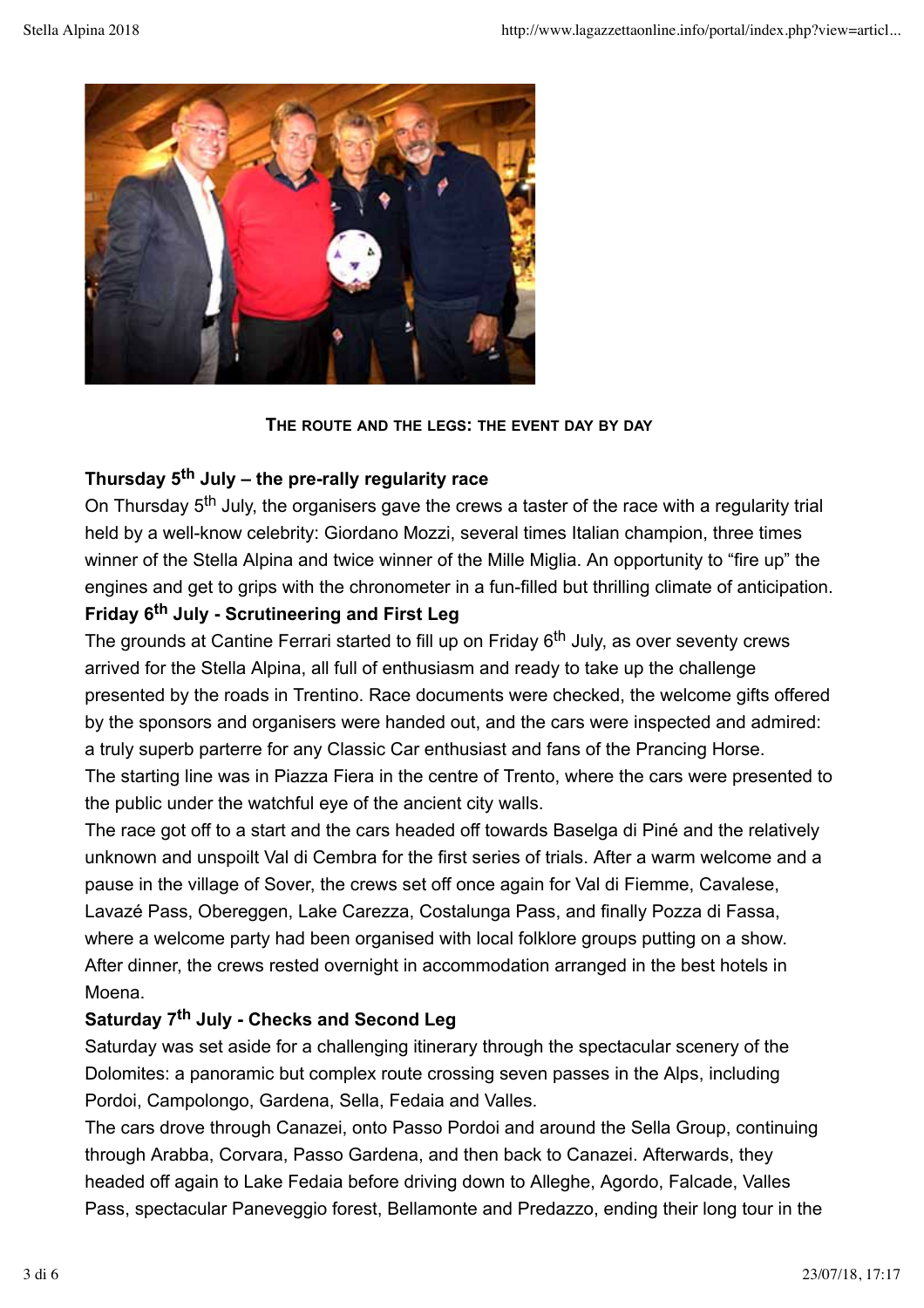**The route and the legs: the event day by day**

**Thursday 5th July – the pre-rally regularity race**

On Thursday 5th July, the organisers gave the crews a taster of the race with a regularity trial held by a well-know celebrity: Giordano Mozzi, several times Italian champion, three times winner of the Stella Alpina and twice winner of the Mille Miglia. An opportunity to “fire up” the engines and get to grips with the chronometer in a fun-filled but thrilling climate of anticipation.

**Friday 6th July - Scrutineering and First Leg**

The grounds at Cantine Ferrari started to fill up on Friday 6th July, as over seventy crews arrived for the Stella Alpina, all full of enthusiasm and ready to take up the challenge presented by the roads in Trentino. Race documents were checked, the welcome gifts offered by the sponsors and organisers were handed out, and the cars were inspected and admired: a truly superb parterre for any Classic Car enthusiast and fans of the Prancing Horse.

The starting line was in Piazza Fiera in the centre of Trento, where the cars were presented to the public under the watchful eye of the ancient city walls.

The race got off to a start and the cars headed off towards Baselga di Piné and the relatively unknown and unspoilt Val di Cembra for the first series of trials. After a warm welcome and a pause in the village of Sover, the crews set off once again for Val di Fiemme, Cavalese, Lavazé Pass, Obereggen, Lake Carezza, Costalunga Pass, and finally Pozza di Fassa, where a welcome party had been organised with local folklore groups putting on a show. After dinner, the crews rested overnight in accommodation arranged in the best hotels in Moena.

**Saturday 7th July - Checks and Second Leg**

Saturday was set aside for a challenging itinerary through the spectacular scenery of the Dolomites: a panoramic but complex route crossing seven passes in the Alps, including Pordoi, Campolongo, Gardena, Sella, Fedaia and Valles.

The cars drove through Canazei, onto Passo Pordoi and around the Sella Group, continuing through Arabba, Corvara, Passo Gardena, and then back to Canazei. Afterwards, they headed off again to Lake Fedaia before driving down to Alleghe, Agordo, Falcade, Valles Pass, spectacular Paneveggio forest, Bellamonte and Predazzo, ending their long tour in the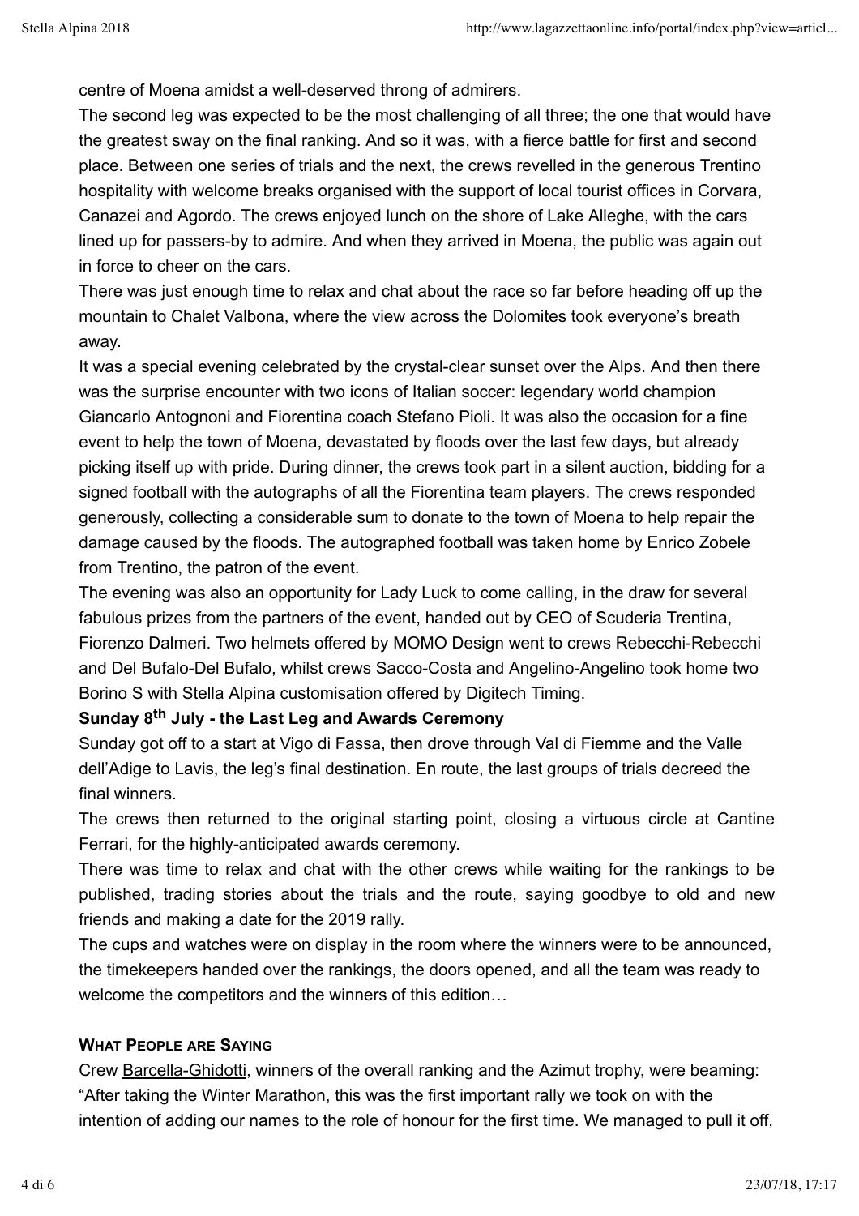centre of Moena amidst a well-deserved throng of admirers.

The second leg was expected to be the most challenging of all three; the one that would have the greatest sway on the final ranking. And so it was, with a fierce battle for first and second place. Between one series of trials and the next, the crews revelled in the generous Trentino hospitality with welcome breaks organised with the support of local tourist offices in Corvara, Canazei and Agordo. The crews enjoyed lunch on the shore of Lake Alleghe, with the cars lined up for passers-by to admire. And when they arrived in Moena, the public was again out in force to cheer on the cars.

There was just enough time to relax and chat about the race so far before heading off up the mountain to Chalet Valbona, where the view across the Dolomites took everyone's breath away.

It was a special evening celebrated by the crystal-clear sunset over the Alps. And then there was the surprise encounter with two icons of Italian soccer: legendary world champion Giancarlo Antognoni and Fiorentina coach Stefano Pioli. It was also the occasion for a fine event to help the town of Moena, devastated by floods over the last few days, but already picking itself up with pride. During dinner, the crews took part in a silent auction, bidding for a signed football with the autographs of all the Fiorentina team players. The crews responded generously, collecting a considerable sum to donate to the town of Moena to help repair the damage caused by the floods. The autographed football was taken home by Enrico Zobele from Trentino, the patron of the event.

The evening was also an opportunity for Lady Luck to come calling, in the draw for several fabulous prizes from the partners of the event, handed out by CEO of Scuderia Trentina, Fiorenzo Dalmeri. Two helmets offered by MOMO Design went to crews Rebecchi-Rebecchi and Del Bufalo-Del Bufalo, whilst crews Sacco-Costa and Angelino-Angelino took home two Borino S with Stella Alpina customisation offered by Digitech Timing.

**Sunday 8th July - the Last Leg and Awards Ceremony**

Sunday got off to a start at Vigo di Fassa, then drove through Val di Fiemme and the Valle dell'Adige to Lavis, the leg's final destination. En route, the last groups of trials decreed the final winners.

The crews then returned to the original starting point, closing a virtuous circle at Cantine Ferrari, for the highly-anticipated awards ceremony.

There was time to relax and chat with the other crews while waiting for the rankings to be published, trading stories about the trials and the route, saying goodbye to old and new friends and making a date for the 2019 rally.

The cups and watches were on display in the room where the winners were to be announced, the timekeepers handed over the rankings, the doors opened, and all the team was ready to welcome the competitors and the winners of this edition…

**WHAT PEOPLE ARE SAYING**

Crew Barcella-Ghidotti, winners of the overall ranking and the Azimut trophy, were beaming: "After taking the Winter Marathon, this was the first important rally we took on with the intention of adding our names to the role of honour for the first time. We managed to pull it off,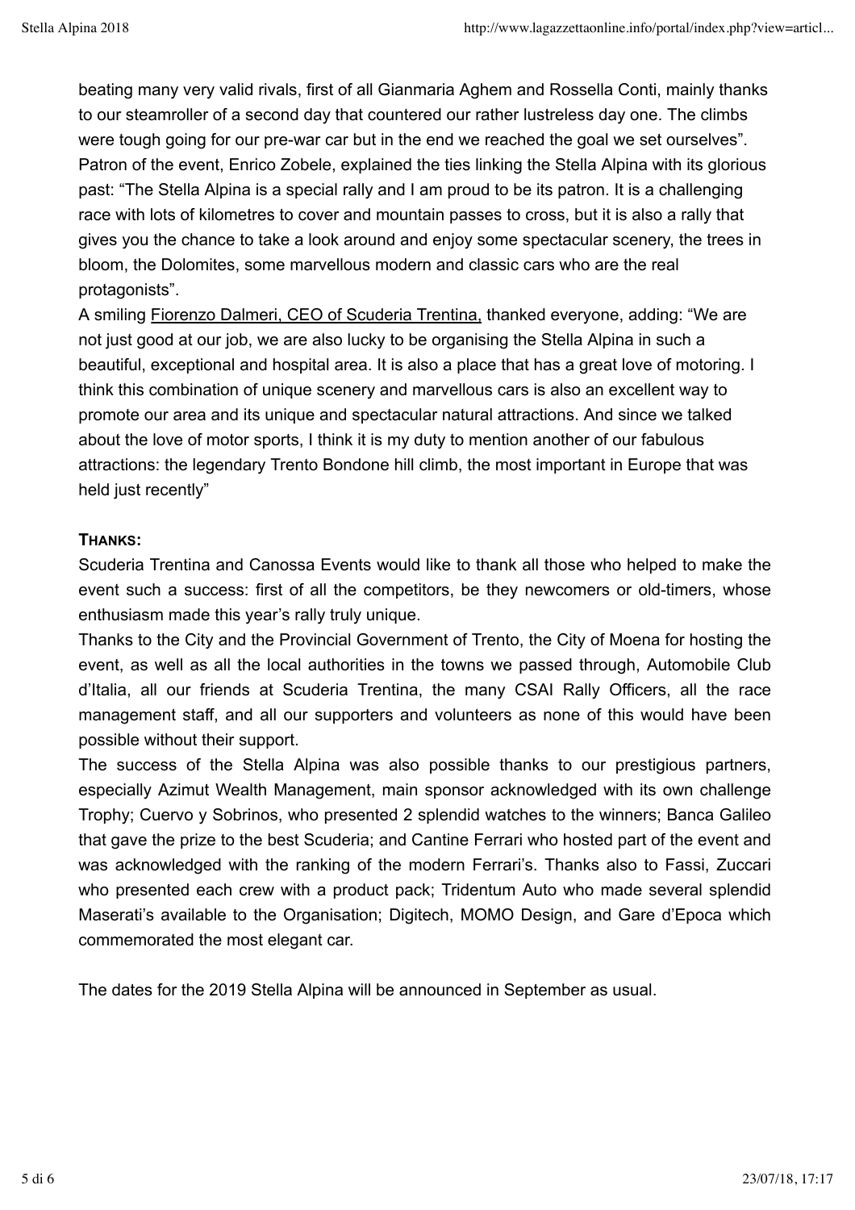beating many very valid rivals, first of all Gianmaria Aghem and Rossella Conti, mainly thanks to our steamroller of a second day that countered our rather lustreless day one. The climbs were tough going for our pre-war car but in the end we reached the goal we set ourselves".
Patron of the event, Enrico Zobele, explained the ties linking the Stella Alpina with its glorious past: "The Stella Alpina is a special rally and I am proud to be its patron. It is a challenging race with lots of kilometres to cover and mountain passes to cross, but it is also a rally that gives you the chance to take a look around and enjoy some spectacular scenery, the trees in bloom, the Dolomites, some marvellous modern and classic cars who are the real protagonists".
A smiling Fiorenzo Dalmeri, CEO of Scuderia Trentina, thanked everyone, adding: "We are not just good at our job, we are also lucky to be organising the Stella Alpina in such a beautiful, exceptional and hospital area. It is also a place that has a great love of motoring. I think this combination of unique scenery and marvellous cars is also an excellent way to promote our area and its unique and spectacular natural attractions. And since we talked about the love of motor sports, I think it is my duty to mention another of our fabulous attractions: the legendary Trento Bondone hill climb, the most important in Europe that was held just recently"

**THANKS:**

Scuderia Trentina and Canossa Events would like to thank all those who helped to make the event such a success: first of all the competitors, be they newcomers or old-timers, whose enthusiasm made this year's rally truly unique.
Thanks to the City and the Provincial Government of Trento, the City of Moena for hosting the event, as well as all the local authorities in the towns we passed through, Automobile Club d'Italia, all our friends at Scuderia Trentina, the many CSAI Rally Officers, all the race management staff, and all our supporters and volunteers as none of this would have been possible without their support.
The success of the Stella Alpina was also possible thanks to our prestigious partners, especially Azimut Wealth Management, main sponsor acknowledged with its own challenge Trophy; Cuervo y Sobrinos, who presented 2 splendid watches to the winners; Banca Galileo that gave the prize to the best Scuderia; and Cantine Ferrari who hosted part of the event and was acknowledged with the ranking of the modern Ferrari's. Thanks also to Fassi, Zuccari who presented each crew with a product pack; Tridentum Auto who made several splendid Maserati's available to the Organisation; Digitech, MOMO Design, and Gare d'Epoca which commemorated the most elegant car.

The dates for the 2019 Stella Alpina will be announced in September as usual.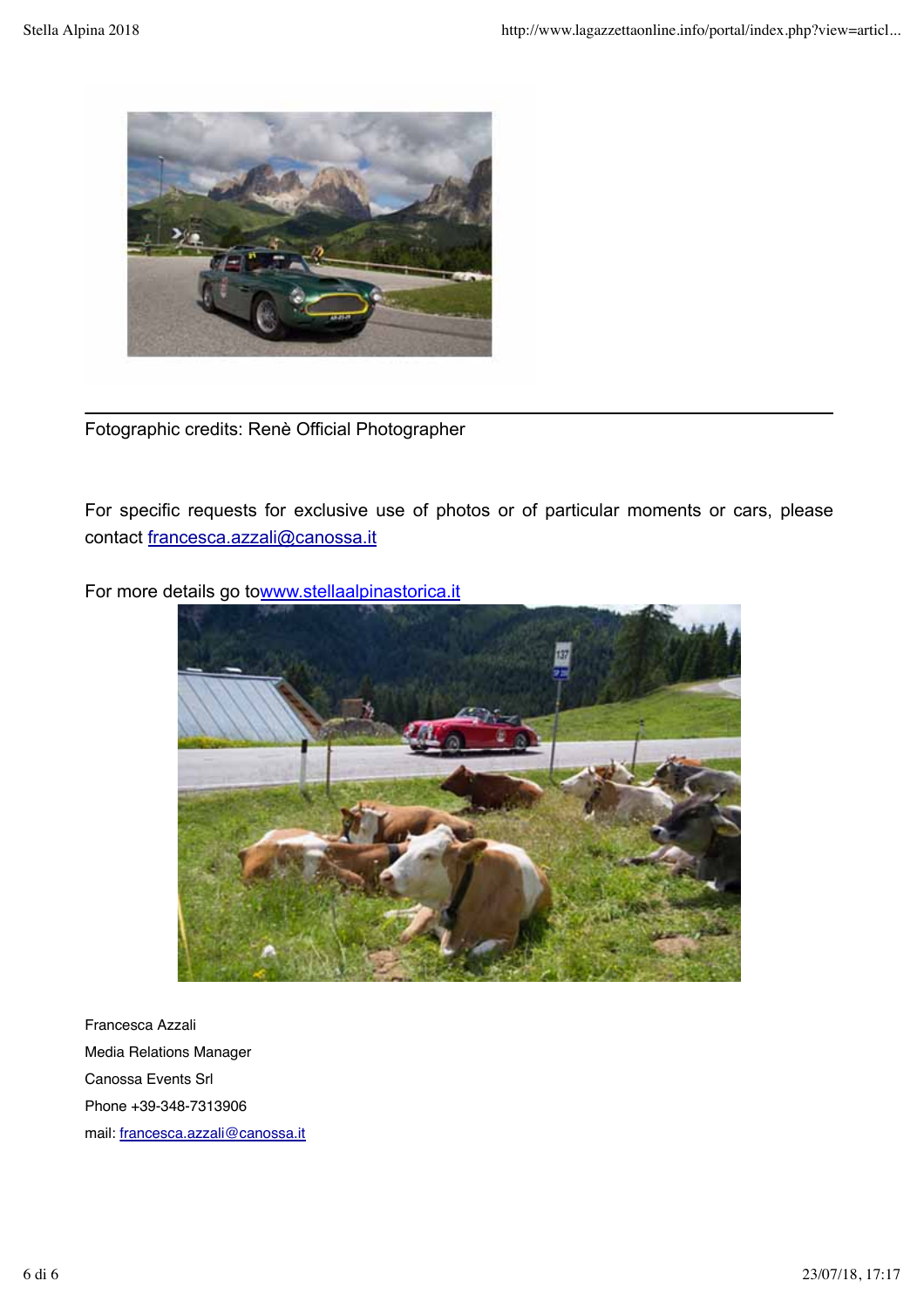Fotographic credits: Renè Official Photographer

For specific requests for exclusive use of photos or of particular moments or cars, please contact francesca.azzali@canossa.it

For more details go towww.stellaalpinastorica.it

Francesca Azzali
Media Relations Manager
Canossa Events Srl
Phone +39-348-7313906
mail: francesca.azzali@canossa.it